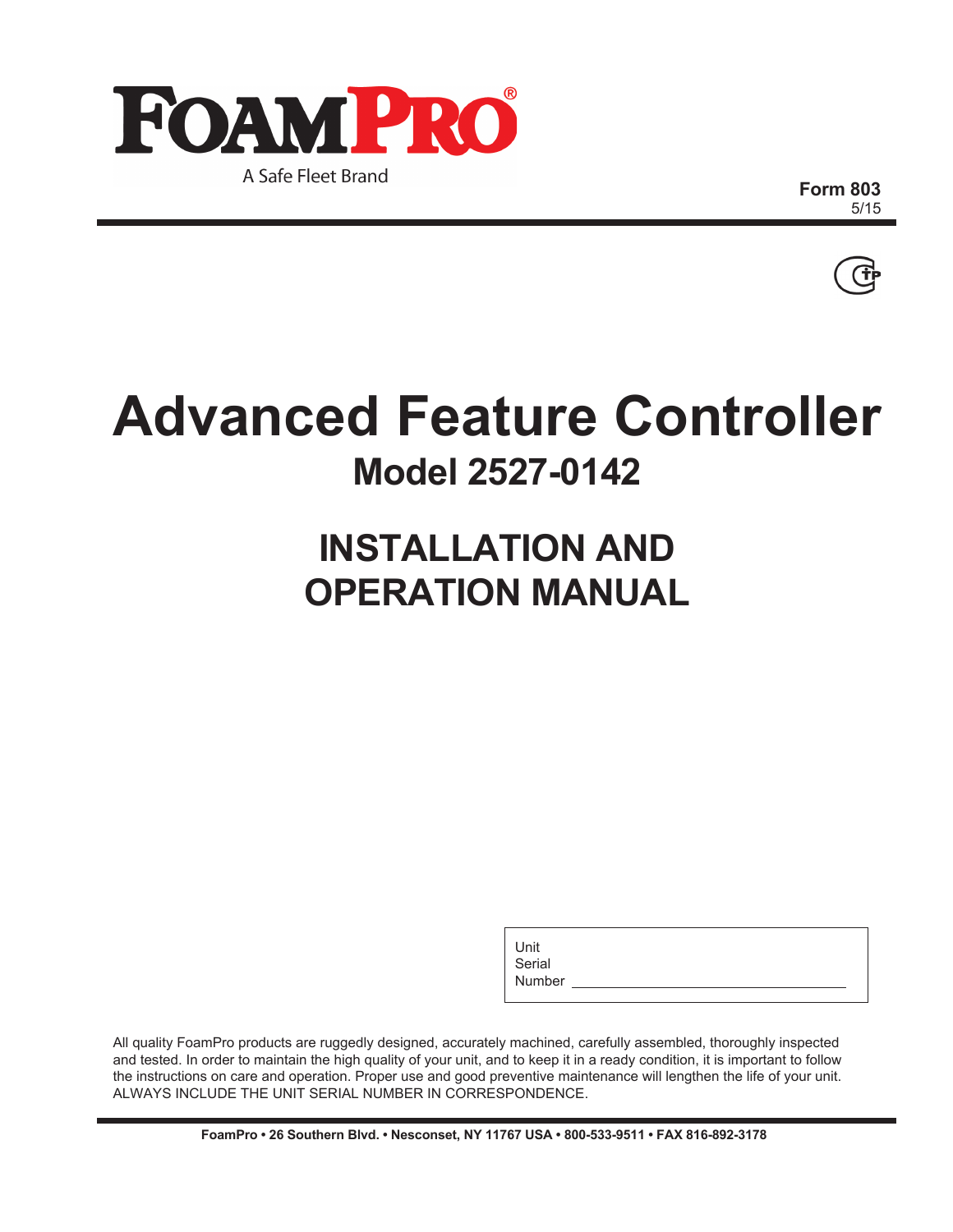FOAMPRO®

A Safe Fleet Brand

**Form 803**
5/15

# Advanced Feature Controller

## Model 2527-0142

## INSTALLATION AND OPERATION MANUAL

Unit
Serial
Number ______________________________

All quality FoamPro products are ruggedly designed, accurately machined, carefully assembled, thoroughly inspected and tested. In order to maintain the high quality of your unit, and to keep it in a ready condition, it is important to follow the instructions on care and operation. Proper use and good preventive maintenance will lengthen the life of your unit. ALWAYS INCLUDE THE UNIT SERIAL NUMBER IN CORRESPONDENCE.

**FoamPro • 26 Southern Blvd. • Nesconset, NY 11767 USA • 800-533-9511 • FAX 816-892-3178**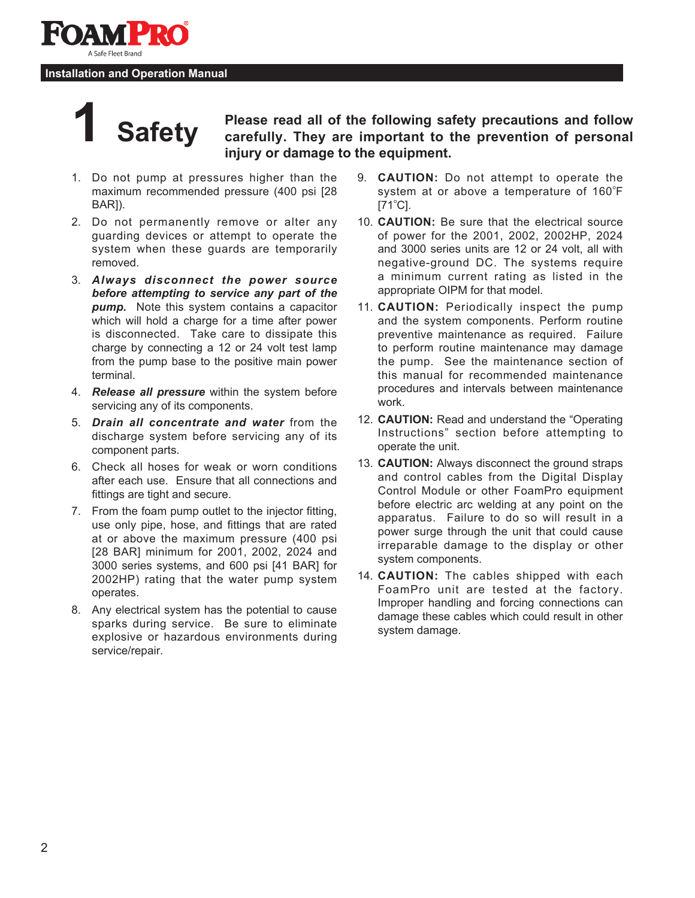# 1 Safety

**Please read all of the following safety precautions and follow carefully. They are important to the prevention of personal injury or damage to the equipment.**

1. Do not pump at pressures higher than the maximum recommended pressure (400 psi [28 BAR]).
2. Do not permanently remove or alter any guarding devices or attempt to operate the system when these guards are temporarily removed.
3. ***Always disconnect the power source before attempting to service any part of the pump.*** Note this system contains a capacitor which will hold a charge for a time after power is disconnected. Take care to dissipate this charge by connecting a 12 or 24 volt test lamp from the pump base to the positive main power terminal.
4. ***Release all pressure*** within the system before servicing any of its components.
5. ***Drain all concentrate and water*** from the discharge system before servicing any of its component parts.
6. Check all hoses for weak or worn conditions after each use. Ensure that all connections and fittings are tight and secure.
7. From the foam pump outlet to the injector fitting, use only pipe, hose, and fittings that are rated at or above the maximum pressure (400 psi [28 BAR] minimum for 2001, 2002, 2024 and 3000 series systems, and 600 psi [41 BAR] for 2002HP) rating that the water pump system operates.
8. Any electrical system has the potential to cause sparks during service. Be sure to eliminate explosive or hazardous environments during service/repair.
9. **CAUTION:** Do not attempt to operate the system at or above a temperature of 160°F [71°C].
10. **CAUTION:** Be sure that the electrical source of power for the 2001, 2002, 2002HP, 2024 and 3000 series units are 12 or 24 volt, all with negative-ground DC. The systems require a minimum current rating as listed in the appropriate OIPM for that model.
11. **CAUTION:** Periodically inspect the pump and the system components. Perform routine preventive maintenance as required. Failure to perform routine maintenance may damage the pump. See the maintenance section of this manual for recommended maintenance procedures and intervals between maintenance work.
12. **CAUTION:** Read and understand the "Operating Instructions" section before attempting to operate the unit.
13. **CAUTION:** Always disconnect the ground straps and control cables from the Digital Display Control Module or other FoamPro equipment before electric arc welding at any point on the apparatus. Failure to do so will result in a power surge through the unit that could cause irreparable damage to the display or other system components.
14. **CAUTION:** The cables shipped with each FoamPro unit are tested at the factory. Improper handling and forcing connections can damage these cables which could result in other system damage.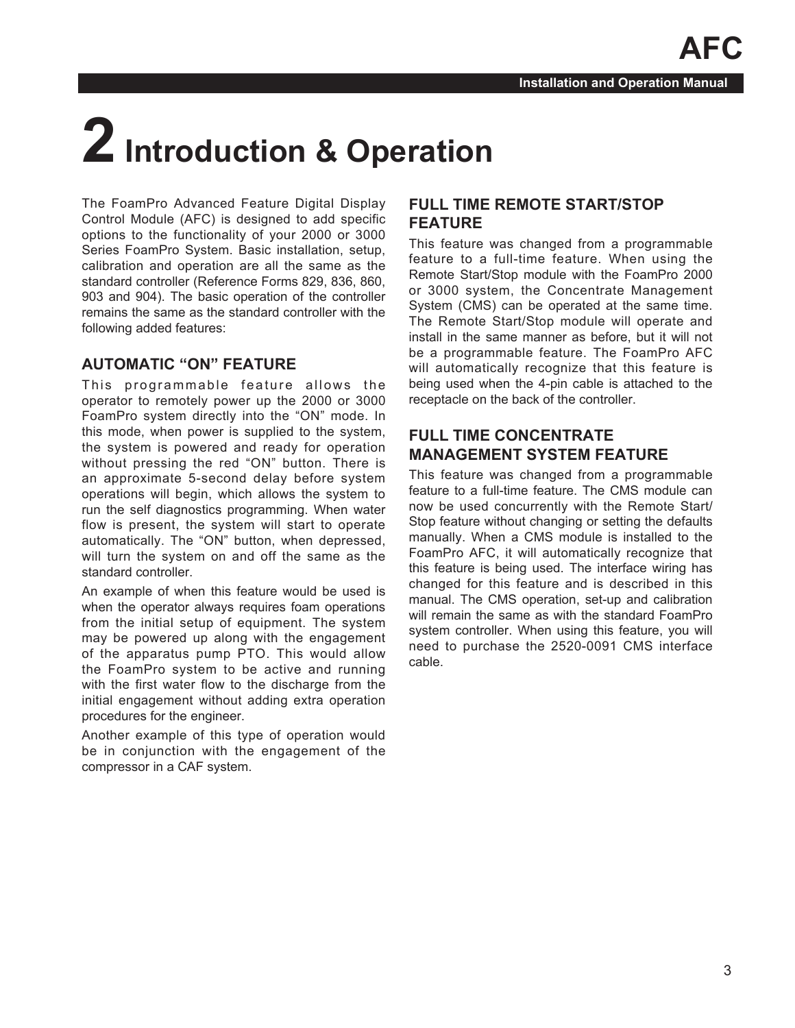# 2 Introduction & Operation

The FoamPro Advanced Feature Digital Display Control Module (AFC) is designed to add specific options to the functionality of your 2000 or 3000 Series FoamPro System. Basic installation, setup, calibration and operation are all the same as the standard controller (Reference Forms 829, 836, 860, 903 and 904). The basic operation of the controller remains the same as the standard controller with the following added features:

## AUTOMATIC "ON" FEATURE

This programmable feature allows the operator to remotely power up the 2000 or 3000 FoamPro system directly into the "ON" mode. In this mode, when power is supplied to the system, the system is powered and ready for operation without pressing the red "ON" button. There is an approximate 5-second delay before system operations will begin, which allows the system to run the self diagnostics programming. When water flow is present, the system will start to operate automatically. The "ON" button, when depressed, will turn the system on and off the same as the standard controller.

An example of when this feature would be used is when the operator always requires foam operations from the initial setup of equipment. The system may be powered up along with the engagement of the apparatus pump PTO. This would allow the FoamPro system to be active and running with the first water flow to the discharge from the initial engagement without adding extra operation procedures for the engineer.

Another example of this type of operation would be in conjunction with the engagement of the compressor in a CAF system.

## FULL TIME REMOTE START/STOP FEATURE

This feature was changed from a programmable feature to a full-time feature. When using the Remote Start/Stop module with the FoamPro 2000 or 3000 system, the Concentrate Management System (CMS) can be operated at the same time. The Remote Start/Stop module will operate and install in the same manner as before, but it will not be a programmable feature. The FoamPro AFC will automatically recognize that this feature is being used when the 4-pin cable is attached to the receptacle on the back of the controller.

## FULL TIME CONCENTRATE MANAGEMENT SYSTEM FEATURE

This feature was changed from a programmable feature to a full-time feature. The CMS module can now be used concurrently with the Remote Start/Stop feature without changing or setting the defaults manually. When a CMS module is installed to the FoamPro AFC, it will automatically recognize that this feature is being used. The interface wiring has changed for this feature and is described in this manual. The CMS operation, set-up and calibration will remain the same as with the standard FoamPro system controller. When using this feature, you will need to purchase the 2520-0091 CMS interface cable.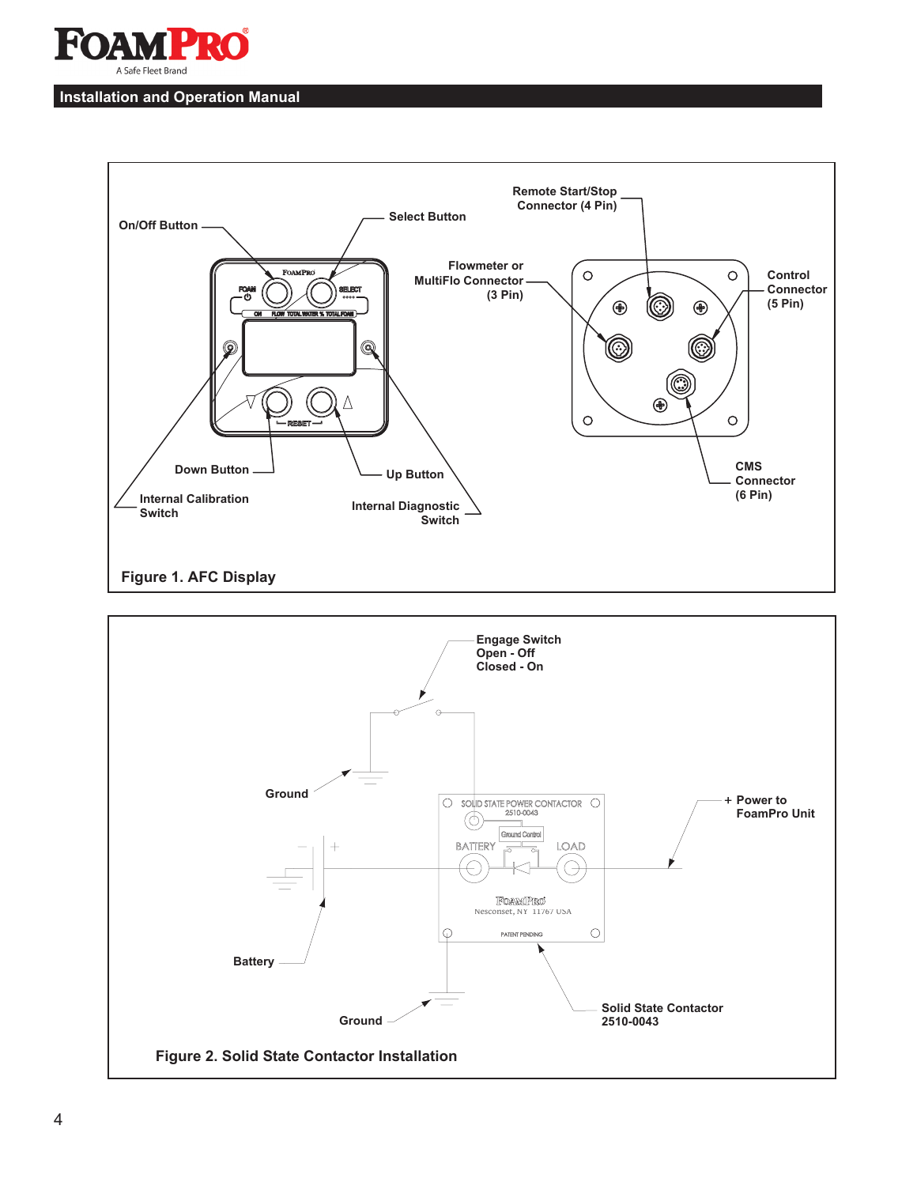Figure 1. AFC Display

Figure 2. Solid State Contactor Installation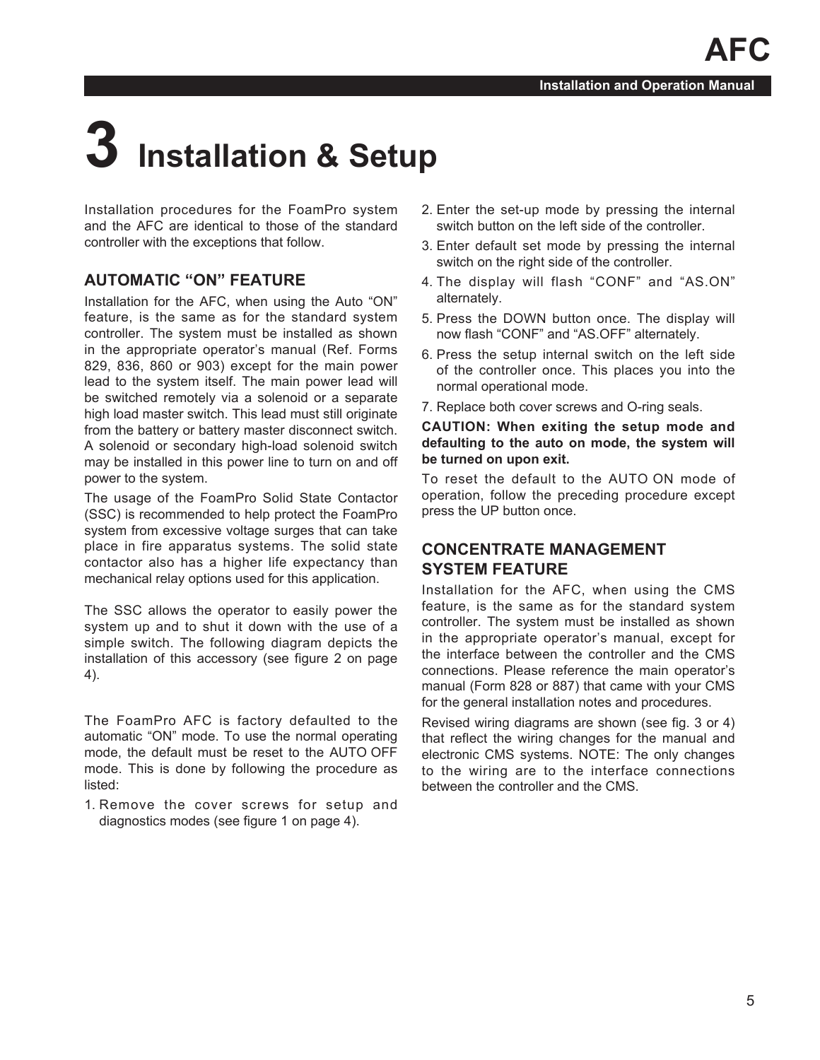# 3 Installation & Setup

Installation procedures for the FoamPro system and the AFC are identical to those of the standard controller with the exceptions that follow.

## AUTOMATIC "ON" FEATURE

Installation for the AFC, when using the Auto "ON" feature, is the same as for the standard system controller. The system must be installed as shown in the appropriate operator's manual (Ref. Forms 829, 836, 860 or 903) except for the main power lead to the system itself. The main power lead will be switched remotely via a solenoid or a separate high load master switch. This lead must still originate from the battery or battery master disconnect switch. A solenoid or secondary high-load solenoid switch may be installed in this power line to turn on and off power to the system.

The usage of the FoamPro Solid State Contactor (SSC) is recommended to help protect the FoamPro system from excessive voltage surges that can take place in fire apparatus systems. The solid state contactor also has a higher life expectancy than mechanical relay options used for this application.

The SSC allows the operator to easily power the system up and to shut it down with the use of a simple switch. The following diagram depicts the installation of this accessory (see figure 2 on page 4).

The FoamPro AFC is factory defaulted to the automatic "ON" mode. To use the normal operating mode, the default must be reset to the AUTO OFF mode. This is done by following the procedure as listed:

1. Remove the cover screws for setup and diagnostics modes (see figure 1 on page 4).
2. Enter the set-up mode by pressing the internal switch button on the left side of the controller.
3. Enter default set mode by pressing the internal switch on the right side of the controller.
4. The display will flash "CONF" and "AS.ON" alternately.
5. Press the DOWN button once. The display will now flash "CONF" and "AS.OFF" alternately.
6. Press the setup internal switch on the left side of the controller once. This places you into the normal operational mode.
7. Replace both cover screws and O-ring seals.

**CAUTION: When exiting the setup mode and defaulting to the auto on mode, the system will be turned on upon exit.**

To reset the default to the AUTO ON mode of operation, follow the preceding procedure except press the UP button once.

## CONCENTRATE MANAGEMENT SYSTEM FEATURE

Installation for the AFC, when using the CMS feature, is the same as for the standard system controller. The system must be installed as shown in the appropriate operator's manual, except for the interface between the controller and the CMS connections. Please reference the main operator's manual (Form 828 or 887) that came with your CMS for the general installation notes and procedures.

Revised wiring diagrams are shown (see fig. 3 or 4) that reflect the wiring changes for the manual and electronic CMS systems. NOTE: The only changes to the wiring are to the interface connections between the controller and the CMS.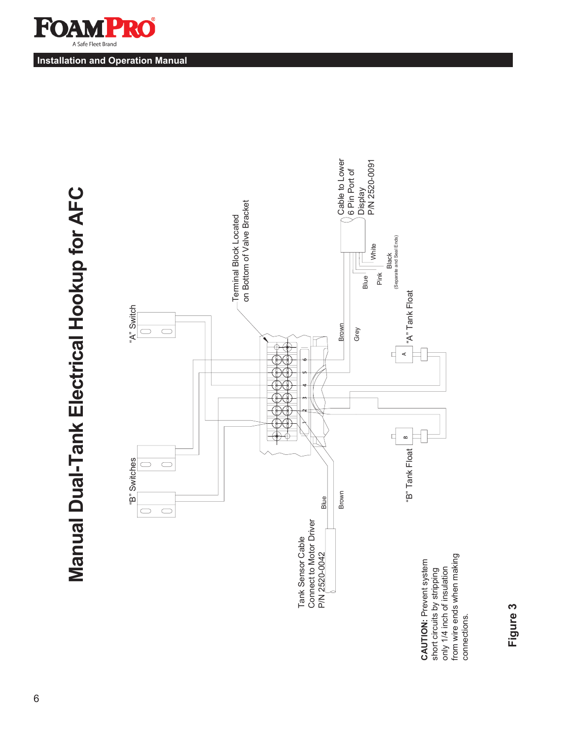# Manual Dual-Tank Electrical Hookup for AFC

"A" Switch

"B" Switches

Terminal Block Located on Bottom of Valve Bracket

Cable to Lower 6 Pin Port of Display P/N 2520-0091

Blue

Pink

White

Black (Separate and Seal Ends)

Brown

Grey

"A" Tank Float

"B" Tank Float

Tank Sensor Cable Connect to Motor Driver P/N 2520-0042

Blue

Brown

1 2 3 4 5 6

**CAUTION**: Prevent system short circuits by stripping only 1/4 inch of insulation from wire ends when making connections.

**Figure 3**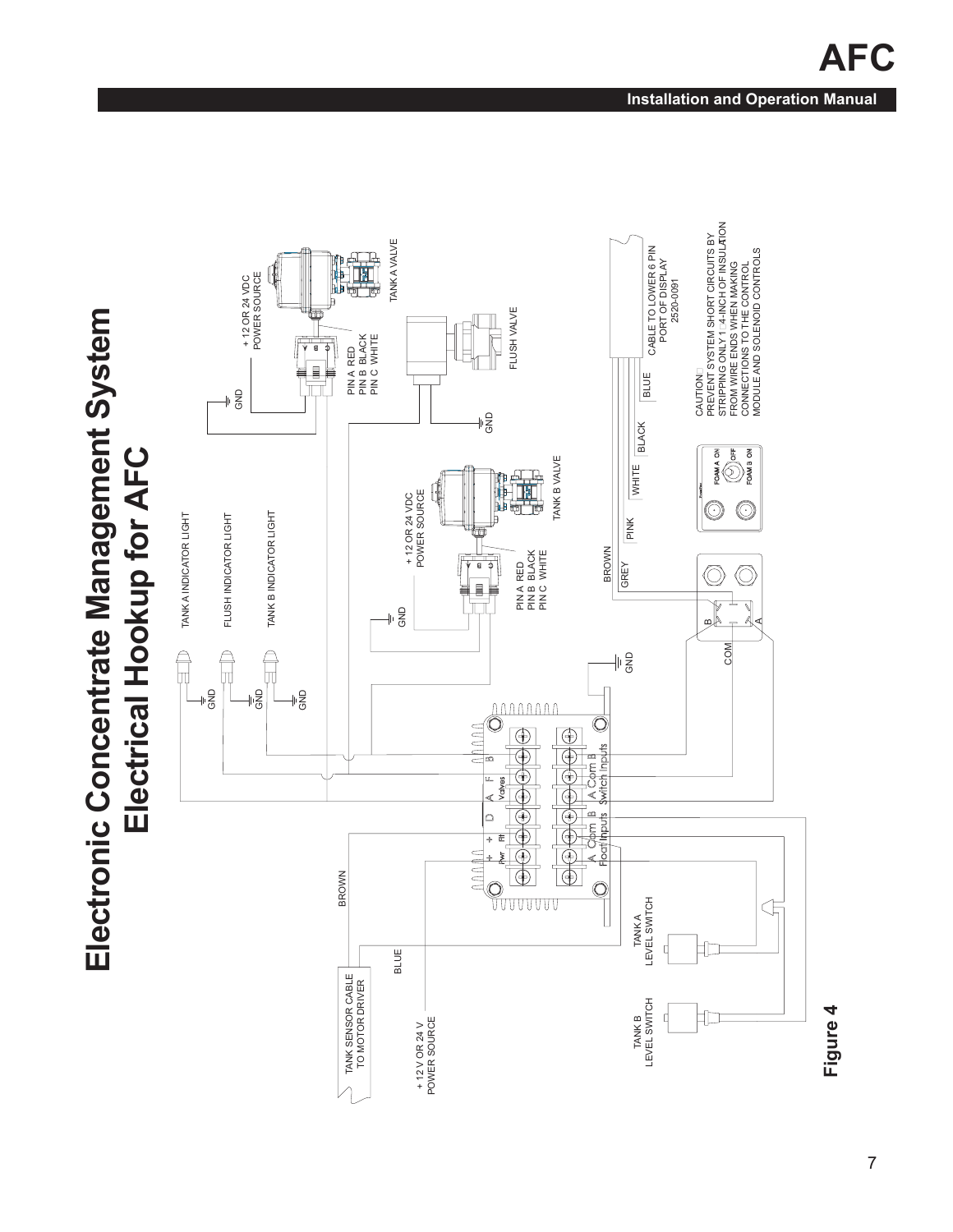# Electronic Concentrate Management System
## Electrical Hookup for AFC

TANK A INDICATOR LIGHT

FLUSH INDICATOR LIGHT

TANK B INDICATOR LIGHT

GND

GND

GND

+ 12 OR 24 VDC
POWER SOURCE

GND

PIN A RED
PIN B BLACK
PIN C WHITE

TANK A VALVE

FLUSH VALVE

GND

+ 12 OR 24 VDC
POWER SOURCE

GND

PIN A RED
PIN B BLACK
PIN C WHITE

TANK B VALVE

GND

BROWN

GREY

PINK

WHITE

BLACK

BLUE

CABLE TO LOWER 6 PIN
PORT OF DISPLAY
2520-0091

CAUTION:
PREVENT SYSTEM SHORT CIRCUITS BY
STRIPPING ONLY 1/4-INCH OF INSULATION
FROM WIRE ENDS WHEN MAKING
CONNECTIONS TO THE CONTROL
MODULE AND SOLENOID CONTROLS

FOAM A ON
OFF
FOAM B ON

B
COM
A

Pwr + Flt + D A F B
Valves

A Com B A Com B
Float Inputs Switch Inputs

BROWN

BLUE

TANK SENSOR CABLE
TO MOTOR DRIVER

+ 12 V OR 24 V
POWER SOURCE

TANK A
LEVEL SWITCH

TANK B
LEVEL SWITCH

**Figure 4**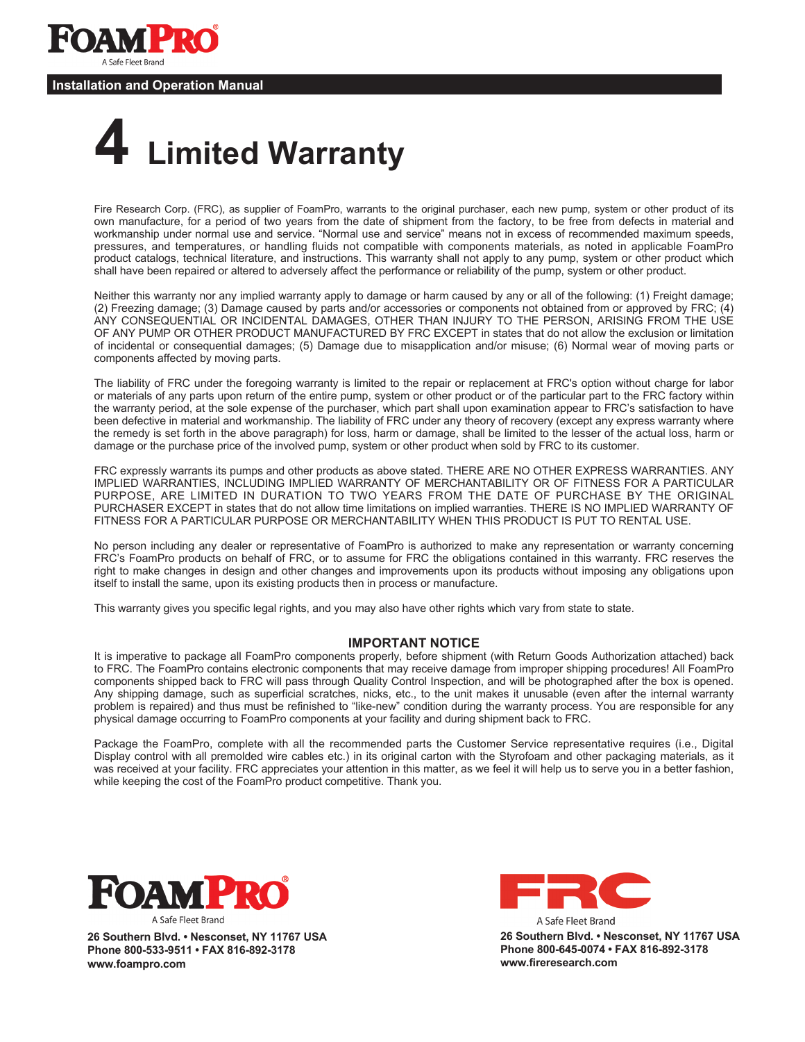# 4 Limited Warranty

Fire Research Corp. (FRC), as supplier of FoamPro, warrants to the original purchaser, each new pump, system or other product of its own manufacture, for a period of two years from the date of shipment from the factory, to be free from defects in material and workmanship under normal use and service. "Normal use and service" means not in excess of recommended maximum speeds, pressures, and temperatures, or handling fluids not compatible with components materials, as noted in applicable FoamPro product catalogs, technical literature, and instructions. This warranty shall not apply to any pump, system or other product which shall have been repaired or altered to adversely affect the performance or reliability of the pump, system or other product.

Neither this warranty nor any implied warranty apply to damage or harm caused by any or all of the following: (1) Freight damage; (2) Freezing damage; (3) Damage caused by parts and/or accessories or components not obtained from or approved by FRC; (4) ANY CONSEQUENTIAL OR INCIDENTAL DAMAGES, OTHER THAN INJURY TO THE PERSON, ARISING FROM THE USE OF ANY PUMP OR OTHER PRODUCT MANUFACTURED BY FRC EXCEPT in states that do not allow the exclusion or limitation of incidental or consequential damages; (5) Damage due to misapplication and/or misuse; (6) Normal wear of moving parts or components affected by moving parts.

The liability of FRC under the foregoing warranty is limited to the repair or replacement at FRC's option without charge for labor or materials of any parts upon return of the entire pump, system or other product or of the particular part to the FRC factory within the warranty period, at the sole expense of the purchaser, which part shall upon examination appear to FRC's satisfaction to have been defective in material and workmanship. The liability of FRC under any theory of recovery (except any express warranty where the remedy is set forth in the above paragraph) for loss, harm or damage, shall be limited to the lesser of the actual loss, harm or damage or the purchase price of the involved pump, system or other product when sold by FRC to its customer.

FRC expressly warrants its pumps and other products as above stated. THERE ARE NO OTHER EXPRESS WARRANTIES. ANY IMPLIED WARRANTIES, INCLUDING IMPLIED WARRANTY OF MERCHANTABILITY OR OF FITNESS FOR A PARTICULAR PURPOSE, ARE LIMITED IN DURATION TO TWO YEARS FROM THE DATE OF PURCHASE BY THE ORIGINAL PURCHASER EXCEPT in states that do not allow time limitations on implied warranties. THERE IS NO IMPLIED WARRANTY OF FITNESS FOR A PARTICULAR PURPOSE OR MERCHANTABILITY WHEN THIS PRODUCT IS PUT TO RENTAL USE.

No person including any dealer or representative of FoamPro is authorized to make any representation or warranty concerning FRC's FoamPro products on behalf of FRC, or to assume for FRC the obligations contained in this warranty. FRC reserves the right to make changes in design and other changes and improvements upon its products without imposing any obligations upon itself to install the same, upon its existing products then in process or manufacture.

This warranty gives you specific legal rights, and you may also have other rights which vary from state to state.

**IMPORTANT NOTICE**

It is imperative to package all FoamPro components properly, before shipment (with Return Goods Authorization attached) back to FRC. The FoamPro contains electronic components that may receive damage from improper shipping procedures! All FoamPro components shipped back to FRC will pass through Quality Control Inspection, and will be photographed after the box is opened. Any shipping damage, such as superficial scratches, nicks, etc., to the unit makes it unusable (even after the internal warranty problem is repaired) and thus must be refinished to "like-new" condition during the warranty process. You are responsible for any physical damage occurring to FoamPro components at your facility and during shipment back to FRC.

Package the FoamPro, complete with all the recommended parts the Customer Service representative requires (i.e., Digital Display control with all premolded wire cables etc.) in its original carton with the Styrofoam and other packaging materials, as it was received at your facility. FRC appreciates your attention in this matter, as we feel it will help us to serve you in a better fashion, while keeping the cost of the FoamPro product competitive. Thank you.

FOAMPRO®
A Safe Fleet Brand
**26 Southern Blvd. • Nesconset, NY 11767 USA**
**Phone 800-533-9511 • FAX 816-892-3178**
**www.foampro.com**

FRC
A Safe Fleet Brand
**26 Southern Blvd. • Nesconset, NY 11767 USA**
**Phone 800-645-0074 • FAX 816-892-3178**
**www.fireresearch.com**